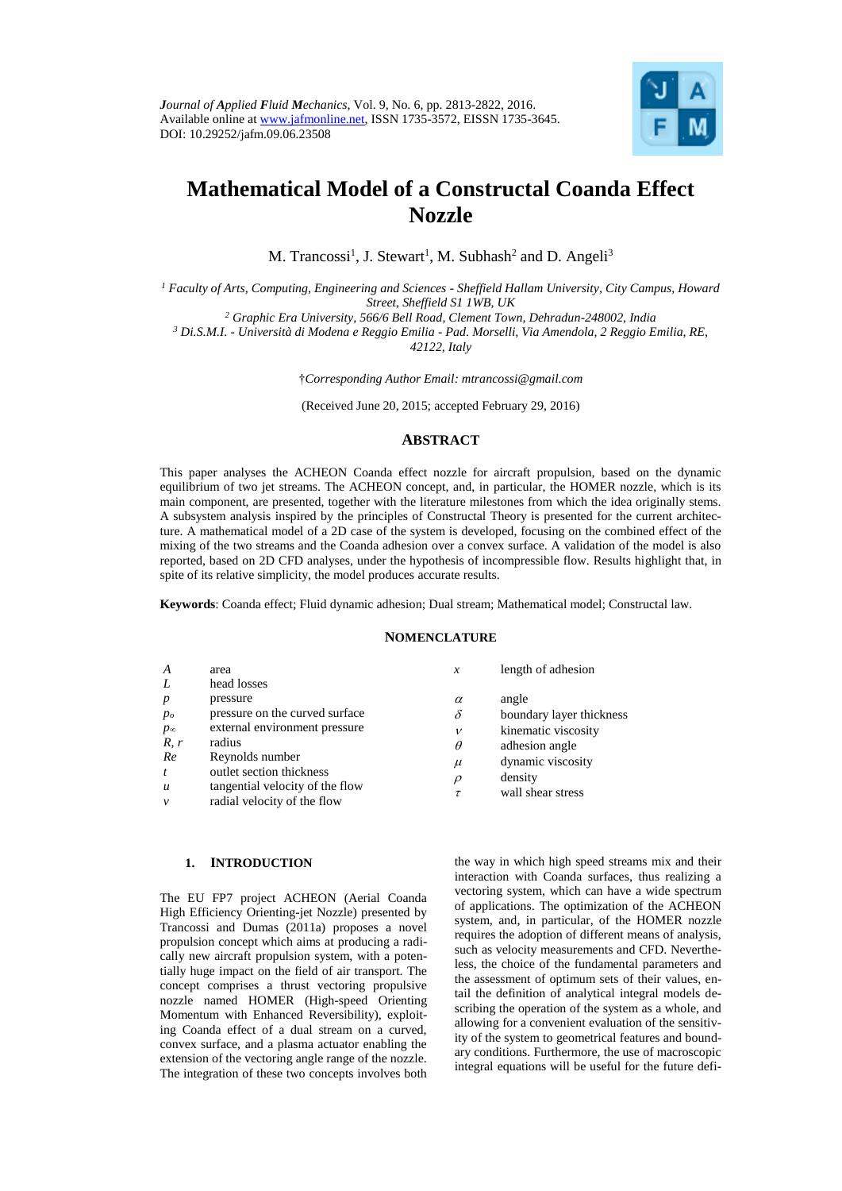# Mathematical Model of a Constructal Coanda Effect Nozzle

M. Trancossi[1], J. Stewart[1], M. Subhash[2] and D. Angeli[3]

[1] Faculty of Arts, Computing, Engineering and Sciences - Sheffield Hallam University, City Campus, Howard Street, Sheffield S1 1WB, UK

[2] Graphic Era University, 566/6 Bell Road, Clement Town, Dehradun-248002, India

[3] Di.S.M.I. - Università di Modena e Reggio Emilia - Pad. Morselli, Via Amendola, 2 Reggio Emilia, RE, 42122, Italy

†Corresponding Author Email: mtrancossi@gmail.com

(Received June 20, 2015; accepted February 29, 2016)

## ABSTRACT

This paper analyses the ACHEON Coanda effect nozzle for aircraft propulsion, based on the dynamic equilibrium of two jet streams. The ACHEON concept, and, in particular, the HOMER nozzle, which is its main component, are presented, together with the literature milestones from which the idea originally stems. A subsystem analysis inspired by the principles of Constructal Theory is presented for the current architecture. A mathematical model of a 2D case of the system is developed, focusing on the combined effect of the mixing of the two streams and the Coanda adhesion over a convex surface. A validation of the model is also reported, based on 2D CFD analyses, under the hypothesis of incompressible flow. Results highlight that, in spite of its relative simplicity, the model produces accurate results.

**Keywords**: Coanda effect; Fluid dynamic adhesion; Dual stream; Mathematical model; Constructal law.

## NOMENCLATURE

| | | | |
|---|---|---|---|
| $A$ | area | $x$ | length of adhesion |
| $L$ | head losses | | |
| $p$ | pressure | $\alpha$ | angle |
| $p_o$ | pressure on the curved surface | $\delta$ | boundary layer thickness |
| $p_\infty$ | external environment pressure | $\nu$ | kinematic viscosity |
| $R$, $r$ | radius | $\theta$ | adhesion angle |
| $Re$ | Reynolds number | $\mu$ | dynamic viscosity |
| $t$ | outlet section thickness | $\rho$ | density |
| $u$ | tangential velocity of the flow | $\tau$ | wall shear stress |
| $v$ | radial velocity of the flow | | |

## 1. INTRODUCTION

The EU FP7 project ACHEON (Aerial Coanda High Efficiency Orienting-jet Nozzle) presented by Trancossi and Dumas (2011a) proposes a novel propulsion concept which aims at producing a radically new aircraft propulsion system, with a potentially huge impact on the field of air transport. The concept comprises a thrust vectoring propulsive nozzle named HOMER (High-speed Orienting Momentum with Enhanced Reversibility), exploiting Coanda effect of a dual stream on a curved, convex surface, and a plasma actuator enabling the extension of the vectoring angle range of the nozzle. The integration of these two concepts involves both the way in which high speed streams mix and their interaction with Coanda surfaces, thus realizing a vectoring system, which can have a wide spectrum of applications. The optimization of the ACHEON system, and, in particular, of the HOMER nozzle requires the adoption of different means of analysis, such as velocity measurements and CFD. Nevertheless, the choice of the fundamental parameters and the assessment of optimum sets of their values, entail the definition of analytical integral models describing the operation of the system as a whole, and allowing for a convenient evaluation of the sensitivity of the system to geometrical features and boundary conditions. Furthermore, the use of macroscopic integral equations will be useful for the future defi-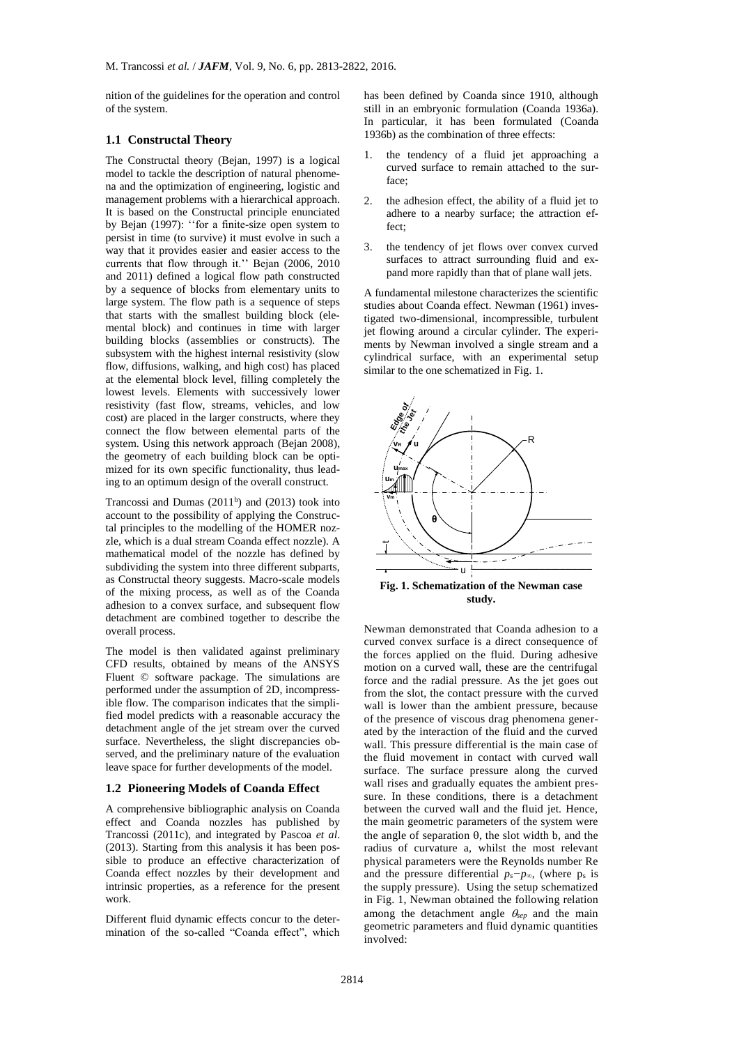nition of the guidelines for the operation and control of the system.

### 1.1 Constructal Theory

The Constructal theory (Bejan, 1997) is a logical model to tackle the description of natural phenomena and the optimization of engineering, logistic and management problems with a hierarchical approach. It is based on the Constructal principle enunciated by Bejan (1997): ''for a finite-size open system to persist in time (to survive) it must evolve in such a way that it provides easier and easier access to the currents that flow through it.'' Bejan (2006, 2010 and 2011) defined a logical flow path constructed by a sequence of blocks from elementary units to large system. The flow path is a sequence of steps that starts with the smallest building block (elemental block) and continues in time with larger building blocks (assemblies or constructs). The subsystem with the highest internal resistivity (slow flow, diffusions, walking, and high cost) has placed at the elemental block level, filling completely the lowest levels. Elements with successively lower resistivity (fast flow, streams, vehicles, and low cost) are placed in the larger constructs, where they connect the flow between elemental parts of the system. Using this network approach (Bejan 2008), the geometry of each building block can be optimized for its own specific functionality, thus leading to an optimum design of the overall construct.

Trancossi and Dumas (2011[b]) and (2013) took into account to the possibility of applying the Constructal principles to the modelling of the HOMER nozzle, which is a dual stream Coanda effect nozzle). A mathematical model of the nozzle has defined by subdividing the system into three different subparts, as Constructal theory suggests. Macro-scale models of the mixing process, as well as of the Coanda adhesion to a convex surface, and subsequent flow detachment are combined together to describe the overall process.

The model is then validated against preliminary CFD results, obtained by means of the ANSYS Fluent © software package. The simulations are performed under the assumption of 2D, incompressible flow. The comparison indicates that the simplified model predicts with a reasonable accuracy the detachment angle of the jet stream over the curved surface. Nevertheless, the slight discrepancies observed, and the preliminary nature of the evaluation leave space for further developments of the model.

### 1.2 Pioneering Models of Coanda Effect

A comprehensive bibliographic analysis on Coanda effect and Coanda nozzles has published by Trancossi (2011c), and integrated by Pascoa *et al*. (2013). Starting from this analysis it has been possible to produce an effective characterization of Coanda effect nozzles by their development and intrinsic properties, as a reference for the present work.

Different fluid dynamic effects concur to the determination of the so-called "Coanda effect", which has been defined by Coanda since 1910, although still in an embryonic formulation (Coanda 1936a). In particular, it has been formulated (Coanda 1936b) as the combination of three effects:

1. the tendency of a fluid jet approaching a curved surface to remain attached to the surface;
2. the adhesion effect, the ability of a fluid jet to adhere to a nearby surface; the attraction effect;
3. the tendency of jet flows over convex curved surfaces to attract surrounding fluid and expand more rapidly than that of plane wall jets.

A fundamental milestone characterizes the scientific studies about Coanda effect. Newman (1961) investigated two-dimensional, incompressible, turbulent jet flowing around a circular cylinder. The experiments by Newman involved a single stream and a cylindrical surface, with an experimental setup similar to the one schematized in Fig. 1.

**Fig. 1. Schematization of the Newman case study.**

Newman demonstrated that Coanda adhesion to a curved convex surface is a direct consequence of the forces applied on the fluid. During adhesive motion on a curved wall, these are the centrifugal force and the radial pressure. As the jet goes out from the slot, the contact pressure with the curved wall is lower than the ambient pressure, because of the presence of viscous drag phenomena generated by the interaction of the fluid and the curved wall. This pressure differential is the main case of the fluid movement in contact with curved wall surface. The surface pressure along the curved wall rises and gradually equates the ambient pressure. In these conditions, there is a detachment between the curved wall and the fluid jet. Hence, the main geometric parameters of the system were the angle of separation θ, the slot width b, and the radius of curvature a, whilst the most relevant physical parameters were the Reynolds number Re and the pressure differential $p_s - p_\infty$, (where $p_s$ is the supply pressure). Using the setup schematized in Fig. 1, Newman obtained the following relation among the detachment angle $\theta_{sep}$ and the main geometric parameters and fluid dynamic quantities involved: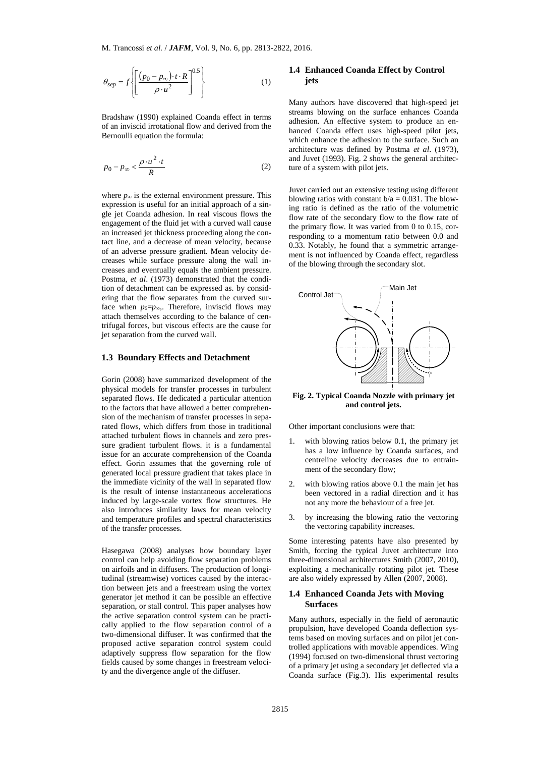$$\theta_{sep} = f\left\{\left[\frac{(p_0 - p_\infty)\cdot t\cdot R}{\rho\cdot u^2}\right]^{0.5}\right\} \tag{1}$$

Bradshaw (1990) explained Coanda effect in terms of an inviscid irrotational flow and derived from the Bernoulli equation the formula:

$$p_0 - p_\infty < \frac{\rho\cdot u^2\cdot t}{R} \tag{2}$$

where $p_\infty$ is the external environment pressure. This expression is useful for an initial approach of a single jet Coanda adhesion. In real viscous flows the engagement of the fluid jet with a curved wall cause an increased jet thickness proceeding along the contact line, and a decrease of mean velocity, because of an adverse pressure gradient. Mean velocity decreases while surface pressure along the wall increases and eventually equals the ambient pressure. Postma, *et al*. (1973) demonstrated that the condition of detachment can be expressed as. by considering that the flow separates from the curved surface when $p_0=p_\infty$,. Therefore, inviscid flows may attach themselves according to the balance of centrifugal forces, but viscous effects are the cause for jet separation from the curved wall.

### 1.3 Boundary Effects and Detachment

Gorin (2008) have summarized development of the physical models for transfer processes in turbulent separated flows. He dedicated a particular attention to the factors that have allowed a better comprehension of the mechanism of transfer processes in separated flows, which differs from those in traditional attached turbulent flows in channels and zero pressure gradient turbulent flows. it is a fundamental issue for an accurate comprehension of the Coanda effect. Gorin assumes that the governing role of generated local pressure gradient that takes place in the immediate vicinity of the wall in separated flow is the result of intense instantaneous accelerations induced by large-scale vortex flow structures. He also introduces similarity laws for mean velocity and temperature profiles and spectral characteristics of the transfer processes.

Hasegawa (2008) analyses how boundary layer control can help avoiding flow separation problems on airfoils and in diffusers. The production of longitudinal (streamwise) vortices caused by the interaction between jets and a freestream using the vortex generator jet method it can be possible an effective separation, or stall control. This paper analyses how the active separation control system can be practically applied to the flow separation control of a two-dimensional diffuser. It was confirmed that the proposed active separation control system could adaptively suppress flow separation for the flow fields caused by some changes in freestream velocity and the divergence angle of the diffuser.

### 1.4 Enhanced Coanda Effect by Control jets

Many authors have discovered that high-speed jet streams blowing on the surface enhances Coanda adhesion. An effective system to produce an enhanced Coanda effect uses high-speed pilot jets, which enhance the adhesion to the surface. Such an architecture was defined by Postma *et al*. (1973), and Juvet (1993). Fig. 2 shows the general architecture of a system with pilot jets.

Juvet carried out an extensive testing using different blowing ratios with constant b/a = 0.031. The blowing ratio is defined as the ratio of the volumetric flow rate of the secondary flow to the flow rate of the primary flow. It was varied from 0 to 0.15, corresponding to a momentum ratio between 0.0 and 0.33. Notably, he found that a symmetric arrangement is not influenced by Coanda effect, regardless of the blowing through the secondary slot.

**Fig. 2. Typical Coanda Nozzle with primary jet and control jets.**

Other important conclusions were that:

1. with blowing ratios below 0.1, the primary jet has a low influence by Coanda surfaces, and centreline velocity decreases due to entrainment of the secondary flow;
2. with blowing ratios above 0.1 the main jet has been vectored in a radial direction and it has not any more the behaviour of a free jet.
3. by increasing the blowing ratio the vectoring the vectoring capability increases.

Some interesting patents have also presented by Smith, forcing the typical Juvet architecture into three-dimensional architectures Smith (2007, 2010), exploiting a mechanically rotating pilot jet. These are also widely expressed by Allen (2007, 2008).

### 1.4 Enhanced Coanda Jets with Moving Surfaces

Many authors, especially in the field of aeronautic propulsion, have developed Coanda deflection systems based on moving surfaces and on pilot jet controlled applications with movable appendices. Wing (1994) focused on two-dimensional thrust vectoring of a primary jet using a secondary jet deflected via a Coanda surface (Fig.3). His experimental results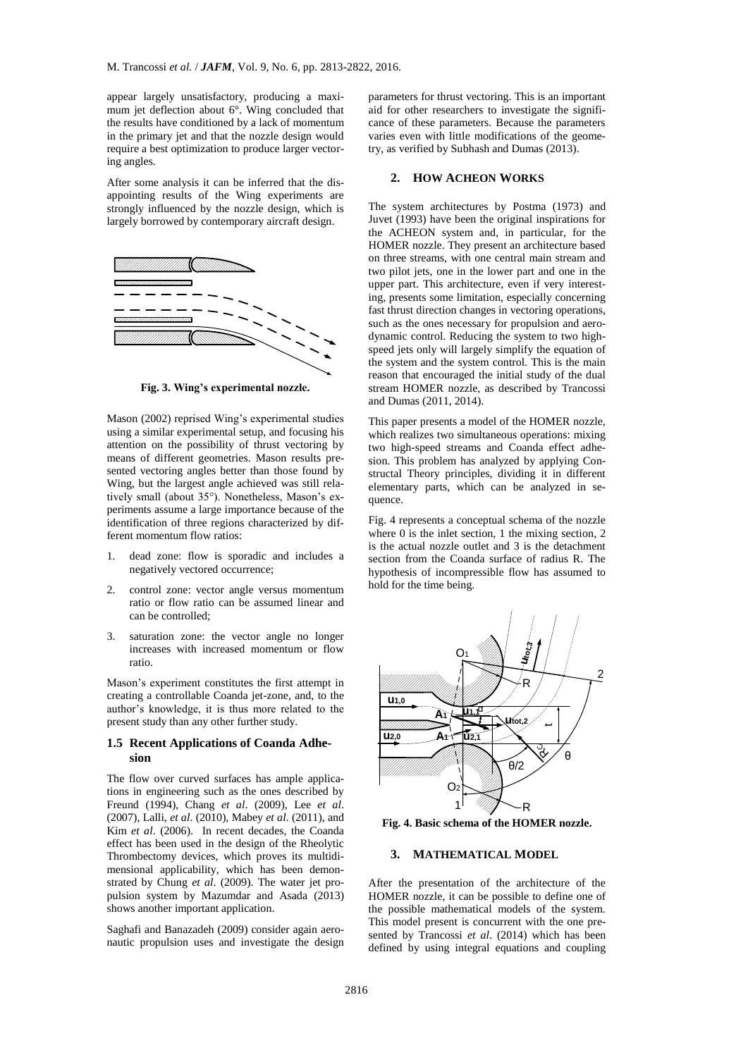appear largely unsatisfactory, producing a maximum jet deflection about 6°. Wing concluded that the results have conditioned by a lack of momentum in the primary jet and that the nozzle design would require a best optimization to produce larger vectoring angles.

After some analysis it can be inferred that the disappointing results of the Wing experiments are strongly influenced by the nozzle design, which is largely borrowed by contemporary aircraft design.

**Fig. 3. Wing's experimental nozzle.**

Mason (2002) reprised Wing's experimental studies using a similar experimental setup, and focusing his attention on the possibility of thrust vectoring by means of different geometries. Mason results presented vectoring angles better than those found by Wing, but the largest angle achieved was still relatively small (about 35°). Nonetheless, Mason's experiments assume a large importance because of the identification of three regions characterized by different momentum flow ratios:

1. dead zone: flow is sporadic and includes a negatively vectored occurrence;
2. control zone: vector angle versus momentum ratio or flow ratio can be assumed linear and can be controlled;
3. saturation zone: the vector angle no longer increases with increased momentum or flow ratio.

Mason's experiment constitutes the first attempt in creating a controllable Coanda jet-zone, and, to the author's knowledge, it is thus more related to the present study than any other further study.

### 1.5 Recent Applications of Coanda Adhesion

The flow over curved surfaces has ample applications in engineering such as the ones described by Freund (1994), Chang *et al*. (2009), Lee *et al*. (2007), Lalli, *et al*. (2010), Mabey *et al*. (2011), and Kim *et al*. (2006). In recent decades, the Coanda effect has been used in the design of the Rheolytic Thrombectomy devices, which proves its multidimensional applicability, which has been demonstrated by Chung *et al*. (2009). The water jet propulsion system by Mazumdar and Asada (2013) shows another important application.

Saghafi and Banazadeh (2009) consider again aeronautic propulsion uses and investigate the design parameters for thrust vectoring. This is an important aid for other researchers to investigate the significance of these parameters. Because the parameters varies even with little modifications of the geometry, as verified by Subhash and Dumas (2013).

## 2. HOW ACHEON WORKS

The system architectures by Postma (1973) and Juvet (1993) have been the original inspirations for the ACHEON system and, in particular, for the HOMER nozzle. They present an architecture based on three streams, with one central main stream and two pilot jets, one in the lower part and one in the upper part. This architecture, even if very interesting, presents some limitation, especially concerning fast thrust direction changes in vectoring operations, such as the ones necessary for propulsion and aerodynamic control. Reducing the system to two high-speed jets only will largely simplify the equation of the system and the system control. This is the main reason that encouraged the initial study of the dual stream HOMER nozzle, as described by Trancossi and Dumas (2011, 2014).

This paper presents a model of the HOMER nozzle, which realizes two simultaneous operations: mixing two high-speed streams and Coanda effect adhesion. This problem has analyzed by applying Constructal Theory principles, dividing it in different elementary parts, which can be analyzed in sequence.

Fig. 4 represents a conceptual schema of the nozzle where 0 is the inlet section, 1 the mixing section, 2 is the actual nozzle outlet and 3 is the detachment section from the Coanda surface of radius R. The hypothesis of incompressible flow has assumed to hold for the time being.

**Fig. 4. Basic schema of the HOMER nozzle.**

## 3. MATHEMATICAL MODEL

After the presentation of the architecture of the HOMER nozzle, it can be possible to define one of the possible mathematical models of the system. This model present is concurrent with the one presented by Trancossi *et al*. (2014) which has been defined by using integral equations and coupling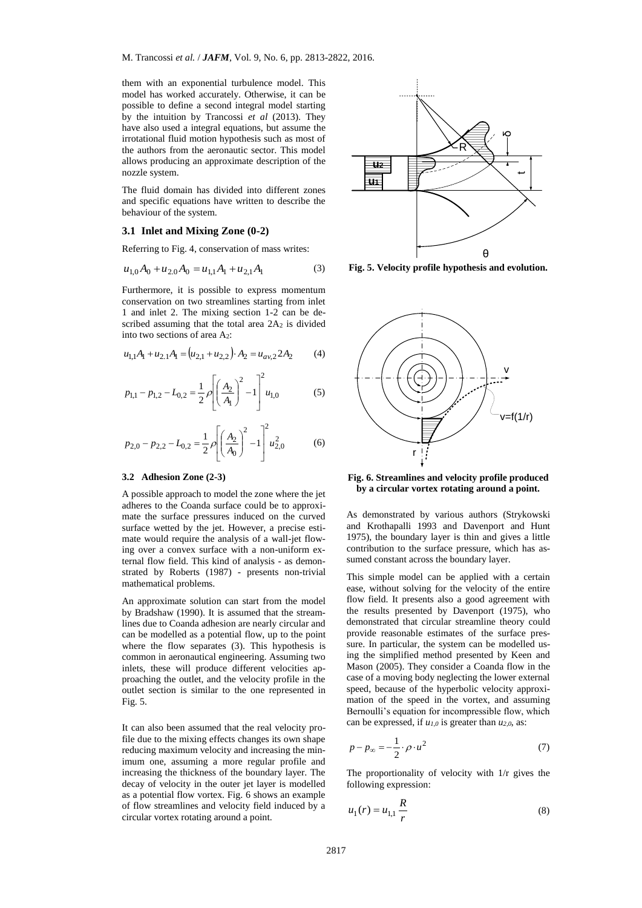them with an exponential turbulence model. This model has worked accurately. Otherwise, it can be possible to define a second integral model starting by the intuition by Trancossi *et al* (2013). They have also used a integral equations, but assume the irrotational fluid motion hypothesis such as most of the authors from the aeronautic sector. This model allows producing an approximate description of the nozzle system.

The fluid domain has divided into different zones and specific equations have written to describe the behaviour of the system.

### 3.1 Inlet and Mixing Zone (0-2)

Referring to Fig. 4, conservation of mass writes:

$$u_{1,0}A_0 + u_{2,0}A_0 = u_{1,1}A_1 + u_{2,1}A_1 \tag{3}$$

Furthermore, it is possible to express momentum conservation on two streamlines starting from inlet 1 and inlet 2. The mixing section 1-2 can be described assuming that the total area $2A_2$ is divided into two sections of area $A_2$:

$$u_{1,1}A_1 + u_{2,1}A_1 = (u_{2,1} + u_{2,2}) \cdot A_2 = u_{av,2}2A_2 \tag{4}$$

$$p_{1,1} - p_{1,2} - L_{0,2} = \frac{1}{2}\rho\left[\left(\frac{A_2}{A_1}\right)^2 - 1\right]^2 u_{1,0} \tag{5}$$

$$p_{2,0} - p_{2,2} - L_{0,2} = \frac{1}{2}\rho\left[\left(\frac{A_2}{A_0}\right)^2 - 1\right]^2 u_{2,0}^2 \tag{6}$$

### 3.2 Adhesion Zone (2-3)

A possible approach to model the zone where the jet adheres to the Coanda surface could be to approximate the surface pressures induced on the curved surface wetted by the jet. However, a precise estimate would require the analysis of a wall-jet flowing over a convex surface with a non-uniform external flow field. This kind of analysis - as demonstrated by Roberts (1987) - presents non-trivial mathematical problems.

An approximate solution can start from the model by Bradshaw (1990). It is assumed that the streamlines due to Coanda adhesion are nearly circular and can be modelled as a potential flow, up to the point where the flow separates (3). This hypothesis is common in aeronautical engineering. Assuming two inlets, these will produce different velocities approaching the outlet, and the velocity profile in the outlet section is similar to the one represented in Fig. 5.

It can also been assumed that the real velocity profile due to the mixing effects changes its own shape reducing maximum velocity and increasing the minimum one, assuming a more regular profile and increasing the thickness of the boundary layer. The decay of velocity in the outer jet layer is modelled as a potential flow vortex. Fig. 6 shows an example of flow streamlines and velocity field induced by a circular vortex rotating around a point.

**Fig. 5. Velocity profile hypothesis and evolution.**

**Fig. 6. Streamlines and velocity profile produced by a circular vortex rotating around a point.**

As demonstrated by various authors (Strykowski and Krothapalli 1993 and Davenport and Hunt 1975), the boundary layer is thin and gives a little contribution to the surface pressure, which has assumed constant across the boundary layer.

This simple model can be applied with a certain ease, without solving for the velocity of the entire flow field. It presents also a good agreement with the results presented by Davenport (1975), who demonstrated that circular streamline theory could provide reasonable estimates of the surface pressure. In particular, the system can be modelled using the simplified method presented by Keen and Mason (2005). They consider a Coanda flow in the case of a moving body neglecting the lower external speed, because of the hyperbolic velocity approximation of the speed in the vortex, and assuming Bernoulli's equation for incompressible flow, which can be expressed, if $u_{1,0}$ is greater than $u_{2,0}$, as:

$$p - p_\infty = -\frac{1}{2} \cdot \rho \cdot u^2 \tag{7}$$

The proportionality of velocity with 1/r gives the following expression:

$$u_1(r) = u_{1,1}\frac{R}{r} \tag{8}$$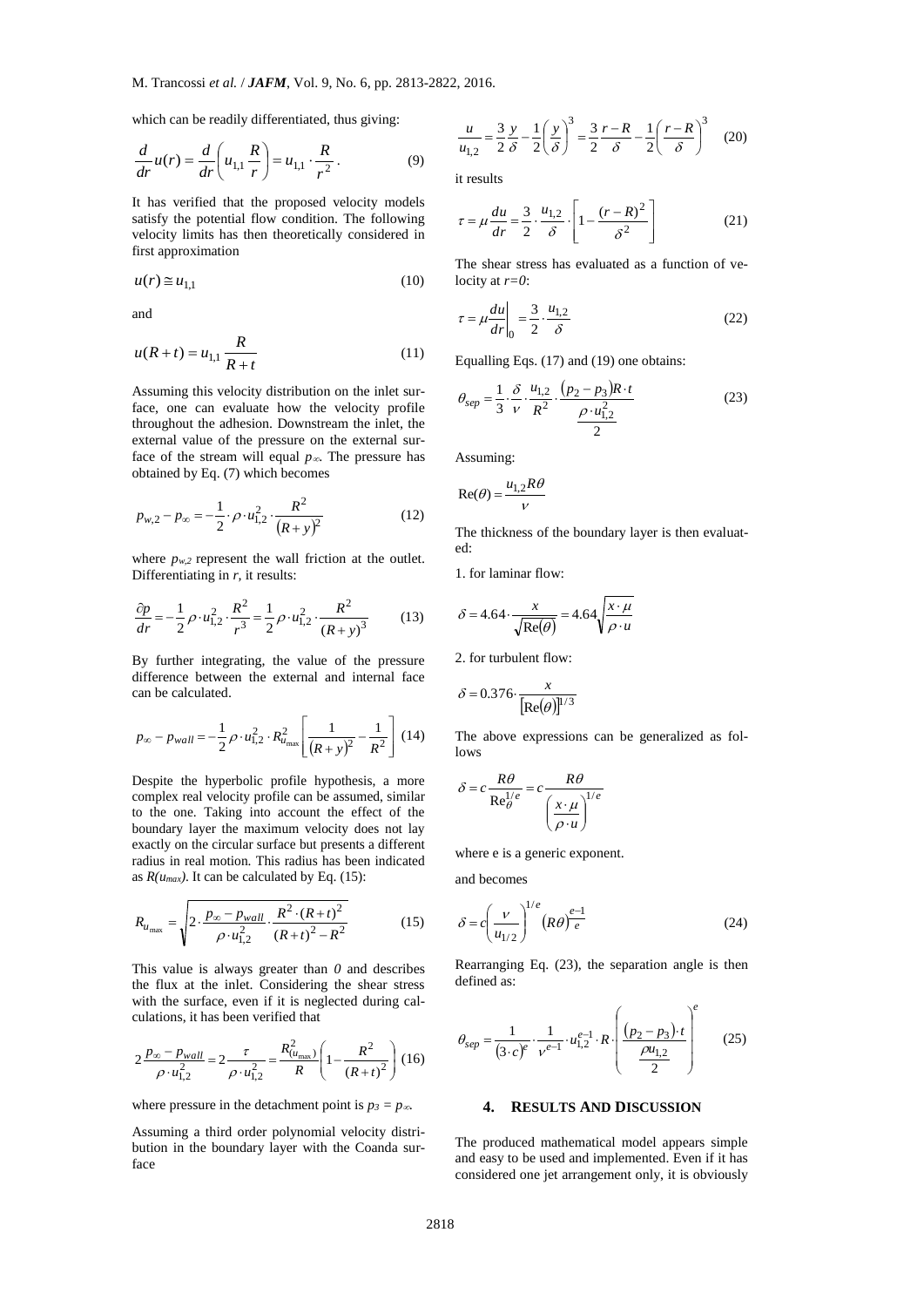which can be readily differentiated, thus giving:

$$\frac{d}{dr}u(r) = \frac{d}{dr}\left(u_{1,1}\frac{R}{r}\right) = u_{1,1} \cdot \frac{R}{r^2}. \tag{9}$$

It has verified that the proposed velocity models satisfy the potential flow condition. The following velocity limits has then theoretically considered in first approximation

$$u(r) \cong u_{1,1} \tag{10}$$

and

$$u(R+t) = u_{1,1}\frac{R}{R+t} \tag{11}$$

Assuming this velocity distribution on the inlet surface, one can evaluate how the velocity profile throughout the adhesion. Downstream the inlet, the external value of the pressure on the external surface of the stream will equal $p_\infty$. The pressure has obtained by Eq. (7) which becomes

$$p_{w,2} - p_\infty = -\frac{1}{2} \cdot \rho \cdot u_{1,2}^2 \cdot \frac{R^2}{(R+y)^2} \tag{12}$$

where $p_{w,2}$ represent the wall friction at the outlet. Differentiating in $r$, it results:

$$\frac{\partial p}{dr} = -\frac{1}{2}\rho \cdot u_{1,2}^2 \cdot \frac{R^2}{r^3} = \frac{1}{2}\rho \cdot u_{1,2}^2 \cdot \frac{R^2}{(R+y)^3} \tag{13}$$

By further integrating, the value of the pressure difference between the external and internal face can be calculated.

$$p_\infty - p_{wall} = -\frac{1}{2}\rho \cdot u_{1,2}^2 \cdot R_{u_{\max}}^2 \left[\frac{1}{(R+y)^2} - \frac{1}{R^2}\right] \tag{14}$$

Despite the hyperbolic profile hypothesis, a more complex real velocity profile can be assumed, similar to the one. Taking into account the effect of the boundary layer the maximum velocity does not lay exactly on the circular surface but presents a different radius in real motion. This radius has been indicated as $R(u_{max})$. It can be calculated by Eq. (15):

$$R_{u_{\max}} = \sqrt{2 \cdot \frac{p_\infty - p_{wall}}{\rho \cdot u_{1,2}^2} \cdot \frac{R^2 \cdot (R+t)^2}{(R+t)^2 - R^2}} \tag{15}$$

This value is always greater than $0$ and describes the flux at the inlet. Considering the shear stress with the surface, even if it is neglected during calculations, it has been verified that

$$2\frac{p_\infty - p_{wall}}{\rho \cdot u_{1,2}^2} = 2\frac{\tau}{\rho \cdot u_{1,2}^2} = \frac{R_{(u_{\max})}^2}{R}\left(1 - \frac{R^2}{(R+t)^2}\right) \tag{16}$$

where pressure in the detachment point is $p_3 = p_\infty$.

Assuming a third order polynomial velocity distribution in the boundary layer with the Coanda surface

$$\frac{u}{u_{1,2}} = \frac{3}{2}\frac{y}{\delta} - \frac{1}{2}\left(\frac{y}{\delta}\right)^3 = \frac{3}{2}\frac{r-R}{\delta} - \frac{1}{2}\left(\frac{r-R}{\delta}\right)^3 \tag{20}$$

it results

$$\tau = \mu\frac{du}{dr} = \frac{3}{2} \cdot \frac{u_{1,2}}{\delta} \cdot \left[1 - \frac{(r-R)^2}{\delta^2}\right] \tag{21}$$

The shear stress has evaluated as a function of velocity at $r=0$:

$$\tau = \mu\left.\frac{du}{dr}\right|_0 = \frac{3}{2} \cdot \frac{u_{1,2}}{\delta} \tag{22}$$

Equalling Eqs. (17) and (19) one obtains:

$$\theta_{sep} = \frac{1}{3} \cdot \frac{\delta}{\nu} \cdot \frac{u_{1,2}}{R^2} \cdot \frac{(p_2 - p_3)R \cdot t}{\frac{\rho \cdot u_{1,2}^2}{2}} \tag{23}$$

Assuming:

$$\mathrm{Re}(\theta) = \frac{u_{1,2}R\theta}{\nu}$$

The thickness of the boundary layer is then evaluated:

1. for laminar flow:

$$\delta = 4.64 \cdot \frac{x}{\sqrt{\mathrm{Re}(\theta)}} = 4.64\sqrt{\frac{x \cdot \mu}{\rho \cdot u}}$$

2. for turbulent flow:

$$\delta = 0.376 \cdot \frac{x}{[\mathrm{Re}(\theta)]^{1/3}}$$

The above expressions can be generalized as follows

$$\delta = c\frac{R\theta}{\mathrm{Re}_\theta^{1/e}} = c\frac{R\theta}{\left(\frac{x \cdot \mu}{\rho \cdot u}\right)^{1/e}}$$

where e is a generic exponent.

and becomes

$$\delta = c\left(\frac{\nu}{u_{1/2}}\right)^{1/e}(R\theta)^{\frac{e-1}{e}} \tag{24}$$

Rearranging Eq. (23), the separation angle is then defined as:

$$\theta_{sep} = \frac{1}{(3 \cdot c)^e} \cdot \frac{1}{\nu^{e-1}} \cdot u_{1,2}^{e-1} \cdot R \cdot \left(\frac{(p_2 - p_3) \cdot t}{\frac{\rho u_{1,2}}{2}}\right)^e \tag{25}$$

## 4. RESULTS AND DISCUSSION

The produced mathematical model appears simple and easy to be used and implemented. Even if it has considered one jet arrangement only, it is obviously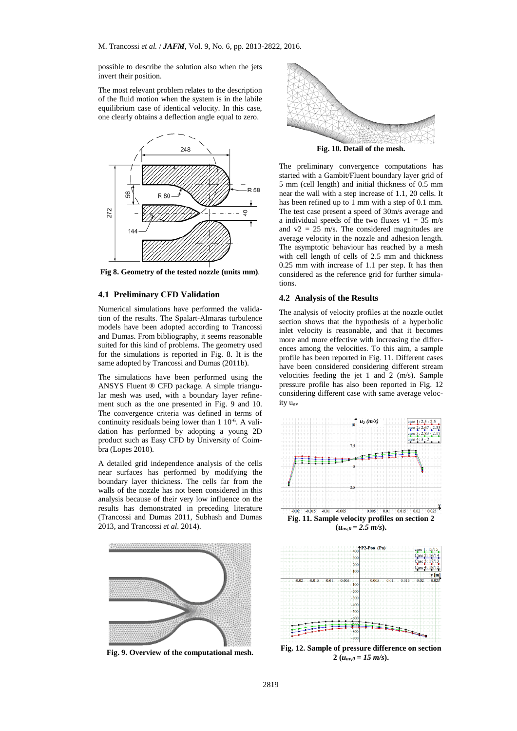possible to describe the solution also when the jets invert their position.

The most relevant problem relates to the description of the fluid motion when the system is in the labile equilibrium case of identical velocity. In this case, one clearly obtains a deflection angle equal to zero.

**Fig 8. Geometry of the tested nozzle (units mm)**.

### 4.1 Preliminary CFD Validation

Numerical simulations have performed the validation of the results. The Spalart-Almaras turbulence models have been adopted according to Trancossi and Dumas. From bibliography, it seems reasonable suited for this kind of problems. The geometry used for the simulations is reported in Fig. 8. It is the same adopted by Trancossi and Dumas (2011b).

The simulations have been performed using the ANSYS Fluent ® CFD package. A simple triangular mesh was used, with a boundary layer refinement such as the one presented in Fig. 9 and 10. The convergence criteria was defined in terms of continuity residuals being lower than 1 $10^{-6}$. A validation has performed by adopting a young 2D product such as Easy CFD by University of Coimbra (Lopes 2010).

A detailed grid independence analysis of the cells near surfaces has performed by modifying the boundary layer thickness. The cells far from the walls of the nozzle has not been considered in this analysis because of their very low influence on the results has demonstrated in preceding literature (Trancossi and Dumas 2011, Subhash and Dumas 2013, and Trancossi *et al*. 2014).

**Fig. 9. Overview of the computational mesh.**

**Fig. 10. Detail of the mesh.**

The preliminary convergence computations has started with a Gambit/Fluent boundary layer grid of 5 mm (cell length) and initial thickness of 0.5 mm near the wall with a step increase of 1.1, 20 cells. It has been refined up to 1 mm with a step of 0.1 mm. The test case present a speed of 30m/s average and a individual speeds of the two fluxes $v1 = 35$ m/s and $v2 = 25$ m/s. The considered magnitudes are average velocity in the nozzle and adhesion length. The asymptotic behaviour has reached by a mesh with cell length of cells of 2.5 mm and thickness 0.25 mm with increase of 1.1 per step. It has then considered as the reference grid for further simulations.

### 4.2 Analysis of the Results

The analysis of velocity profiles at the nozzle outlet section shows that the hypothesis of a hyperbolic inlet velocity is reasonable, and that it becomes more and more effective with increasing the differences among the velocities. To this aim, a sample profile has been reported in Fig. 11. Different cases have been considered considering different stream velocities feeding the jet 1 and 2 (m/s). Sample pressure profile has also been reported in Fig. 12 considering different case with same average velocity $u_{av}$

**Fig. 11. Sample velocity profiles on section 2 ($u_{av,0} = 2.5$ m/s).**

**Fig. 12. Sample of pressure difference on section 2 ($u_{av,0} = 15$ m/s).**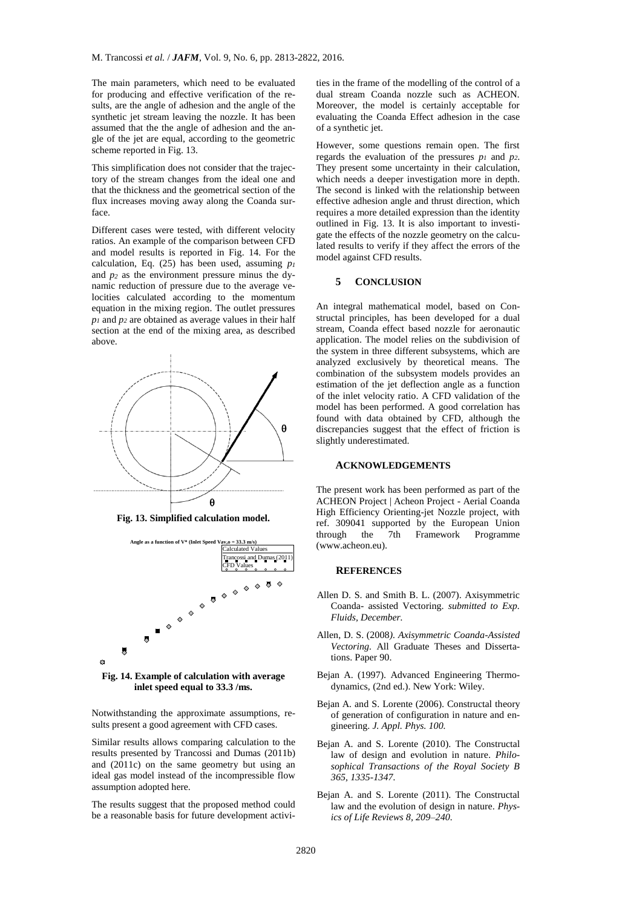The main parameters, which need to be evaluated for producing and effective verification of the results, are the angle of adhesion and the angle of the synthetic jet stream leaving the nozzle. It has been assumed that the the angle of adhesion and the angle of the jet are equal, according to the geometric scheme reported in Fig. 13.

This simplification does not consider that the trajectory of the stream changes from the ideal one and that the thickness and the geometrical section of the flux increases moving away along the Coanda surface.

Different cases were tested, with different velocity ratios. An example of the comparison between CFD and model results is reported in Fig. 14. For the calculation, Eq. (25) has been used, assuming $p_1$ and $p_2$ as the environment pressure minus the dynamic reduction of pressure due to the average velocities calculated according to the momentum equation in the mixing region. The outlet pressures $p_1$ and $p_2$ are obtained as average values in their half section at the end of the mixing area, as described above.

**Fig. 13. Simplified calculation model.**

**Fig. 14. Example of calculation with average inlet speed equal to 33.3 /ms.**

Notwithstanding the approximate assumptions, results present a good agreement with CFD cases.

Similar results allows comparing calculation to the results presented by Trancossi and Dumas (2011b) and (2011c) on the same geometry but using an ideal gas model instead of the incompressible flow assumption adopted here.

The results suggest that the proposed method could be a reasonable basis for future development activities in the frame of the modelling of the control of a dual stream Coanda nozzle such as ACHEON. Moreover, the model is certainly acceptable for evaluating the Coanda Effect adhesion in the case of a synthetic jet.

However, some questions remain open. The first regards the evaluation of the pressures $p_1$ and $p_2$. They present some uncertainty in their calculation, which needs a deeper investigation more in depth. The second is linked with the relationship between effective adhesion angle and thrust direction, which requires a more detailed expression than the identity outlined in Fig. 13. It is also important to investigate the effects of the nozzle geometry on the calculated results to verify if they affect the errors of the model against CFD results.

## 5 CONCLUSION

An integral mathematical model, based on Constructal principles, has been developed for a dual stream, Coanda effect based nozzle for aeronautic application. The model relies on the subdivision of the system in three different subsystems, which are analyzed exclusively by theoretical means. The combination of the subsystem models provides an estimation of the jet deflection angle as a function of the inlet velocity ratio. A CFD validation of the model has been performed. A good correlation has found with data obtained by CFD, although the discrepancies suggest that the effect of friction is slightly underestimated.

### ACKNOWLEDGEMENTS

The present work has been performed as part of the ACHEON Project | Acheon Project - Aerial Coanda High Efficiency Orienting-jet Nozzle project, with ref. 309041 supported by the European Union through the 7th Framework Programme (www.acheon.eu).

### REFERENCES

Allen D. S. and Smith B. L. (2007). Axisymmetric Coanda- assisted Vectoring. *submitted to Exp. Fluids, December.*

Allen, D. S. (2008*). Axisymmetric Coanda-Assisted Vectoring*. All Graduate Theses and Dissertations. Paper 90.

Bejan A. (1997). Advanced Engineering Thermodynamics, (2nd ed.). New York: Wiley.

Bejan A. and S. Lorente (2006). Constructal theory of generation of configuration in nature and engineering. *J. Appl. Phys. 100.*

Bejan A. and S. Lorente (2010). The Constructal law of design and evolution in nature. *Philosophical Transactions of the Royal Society B 365, 1335-1347.*

Bejan A. and S. Lorente (2011). The Constructal law and the evolution of design in nature. *Physics of Life Reviews 8, 209–240.*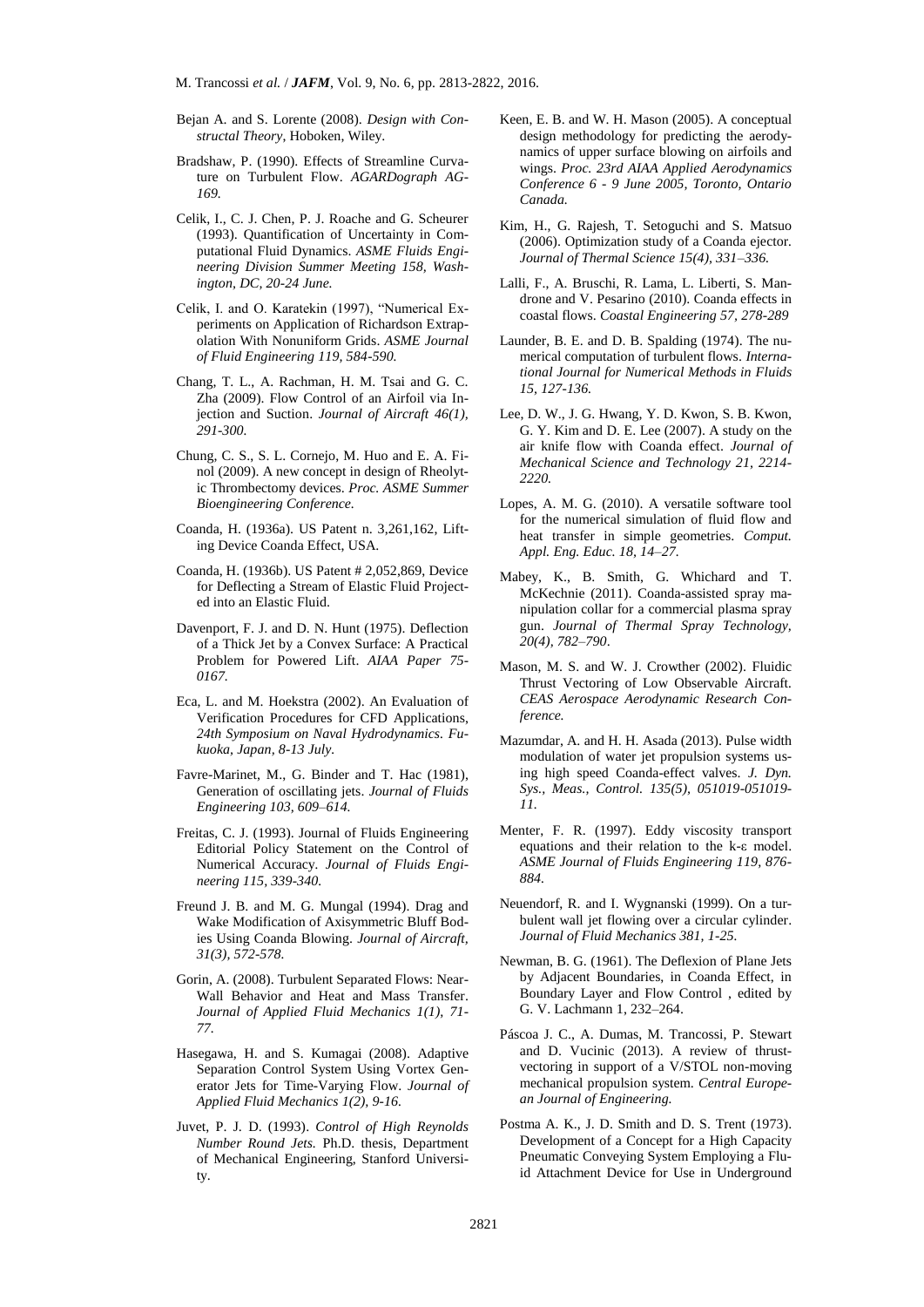Bejan A. and S. Lorente (2008). *Design with Constructal Theory*, Hoboken, Wiley.

Bradshaw, P. (1990). Effects of Streamline Curvature on Turbulent Flow. *AGARDograph AG-169.*

Celik, I., C. J. Chen, P. J. Roache and G. Scheurer (1993). Quantification of Uncertainty in Computational Fluid Dynamics. *ASME Fluids Engineering Division Summer Meeting 158, Washington, DC, 20-24 June.*

Celik, I. and O. Karatekin (1997), "Numerical Experiments on Application of Richardson Extrapolation With Nonuniform Grids. *ASME Journal of Fluid Engineering 119, 584-590.*

Chang, T. L., A. Rachman, H. M. Tsai and G. C. Zha (2009). Flow Control of an Airfoil via Injection and Suction. *Journal of Aircraft 46(1), 291-300.*

Chung, C. S., S. L. Cornejo, M. Huo and E. A. Finol (2009). A new concept in design of Rheolytic Thrombectomy devices. *Proc. ASME Summer Bioengineering Conference.*

Coanda, H. (1936a). US Patent n. 3,261,162, Lifting Device Coanda Effect, USA.

Coanda, H. (1936b). US Patent # 2,052,869, Device for Deflecting a Stream of Elastic Fluid Projected into an Elastic Fluid.

Davenport, F. J. and D. N. Hunt (1975). Deflection of a Thick Jet by a Convex Surface: A Practical Problem for Powered Lift. *AIAA Paper 75-0167.*

Eca, L. and M. Hoekstra (2002). An Evaluation of Verification Procedures for CFD Applications, *24th Symposium on Naval Hydrodynamics. Fukuoka, Japan, 8-13 July.*

Favre-Marinet, M., G. Binder and T. Hac (1981), Generation of oscillating jets. *Journal of Fluids Engineering 103, 609–614.*

Freitas, C. J. (1993). Journal of Fluids Engineering Editorial Policy Statement on the Control of Numerical Accuracy. *Journal of Fluids Engineering 115, 339-340.*

Freund J. B. and M. G. Mungal (1994). Drag and Wake Modification of Axisymmetric Bluff Bodies Using Coanda Blowing. *Journal of Aircraft, 31(3), 572-578.*

Gorin, A. (2008). Turbulent Separated Flows: Near-Wall Behavior and Heat and Mass Transfer. *Journal of Applied Fluid Mechanics 1(1), 71-77.*

Hasegawa, H. and S. Kumagai (2008). Adaptive Separation Control System Using Vortex Generator Jets for Time-Varying Flow. *Journal of Applied Fluid Mechanics 1(2), 9-16.*

Juvet, P. J. D. (1993). *Control of High Reynolds Number Round Jets.* Ph.D. thesis, Department of Mechanical Engineering, Stanford University.

Keen, E. B. and W. H. Mason (2005). A conceptual design methodology for predicting the aerodynamics of upper surface blowing on airfoils and wings. *Proc. 23rd AIAA Applied Aerodynamics Conference 6 - 9 June 2005, Toronto, Ontario Canada.*

Kim, H., G. Rajesh, T. Setoguchi and S. Matsuo (2006). Optimization study of a Coanda ejector. *Journal of Thermal Science 15(4), 331–336.*

Lalli, F., A. Bruschi, R. Lama, L. Liberti, S. Mandrone and V. Pesarino (2010). Coanda effects in coastal flows. *Coastal Engineering 57, 278-289*

Launder, B. E. and D. B. Spalding (1974). The numerical computation of turbulent flows. *International Journal for Numerical Methods in Fluids 15, 127-136.*

Lee, D. W., J. G. Hwang, Y. D. Kwon, S. B. Kwon, G. Y. Kim and D. E. Lee (2007). A study on the air knife flow with Coanda effect. *Journal of Mechanical Science and Technology 21, 2214-2220.*

Lopes, A. M. G. (2010). A versatile software tool for the numerical simulation of fluid flow and heat transfer in simple geometries. *Comput. Appl. Eng. Educ. 18, 14–27.*

Mabey, K., B. Smith, G. Whichard and T. McKechnie (2011). Coanda-assisted spray manipulation collar for a commercial plasma spray gun. *Journal of Thermal Spray Technology, 20(4), 782–790*.

Mason, M. S. and W. J. Crowther (2002). Fluidic Thrust Vectoring of Low Observable Aircraft. *CEAS Aerospace Aerodynamic Research Conference.*

Mazumdar, A. and H. H. Asada (2013). Pulse width modulation of water jet propulsion systems using high speed Coanda-effect valves. *J. Dyn. Sys., Meas., Control. 135(5), 051019-051019-11.*

Menter, F. R. (1997). Eddy viscosity transport equations and their relation to the k-ε model. *ASME Journal of Fluids Engineering 119, 876-884.*

Neuendorf, R. and I. Wygnanski (1999). On a turbulent wall jet flowing over a circular cylinder. *Journal of Fluid Mechanics 381, 1-25.*

Newman, B. G. (1961). The Deflexion of Plane Jets by Adjacent Boundaries, in Coanda Effect, in Boundary Layer and Flow Control , edited by G. V. Lachmann 1, 232–264.

Páscoa J. C., A. Dumas, M. Trancossi, P. Stewart and D. Vucinic (2013). A review of thrust-vectoring in support of a V/STOL non-moving mechanical propulsion system. *Central European Journal of Engineering.*

Postma A. K., J. D. Smith and D. S. Trent (1973). Development of a Concept for a High Capacity Pneumatic Conveying System Employing a Fluid Attachment Device for Use in Underground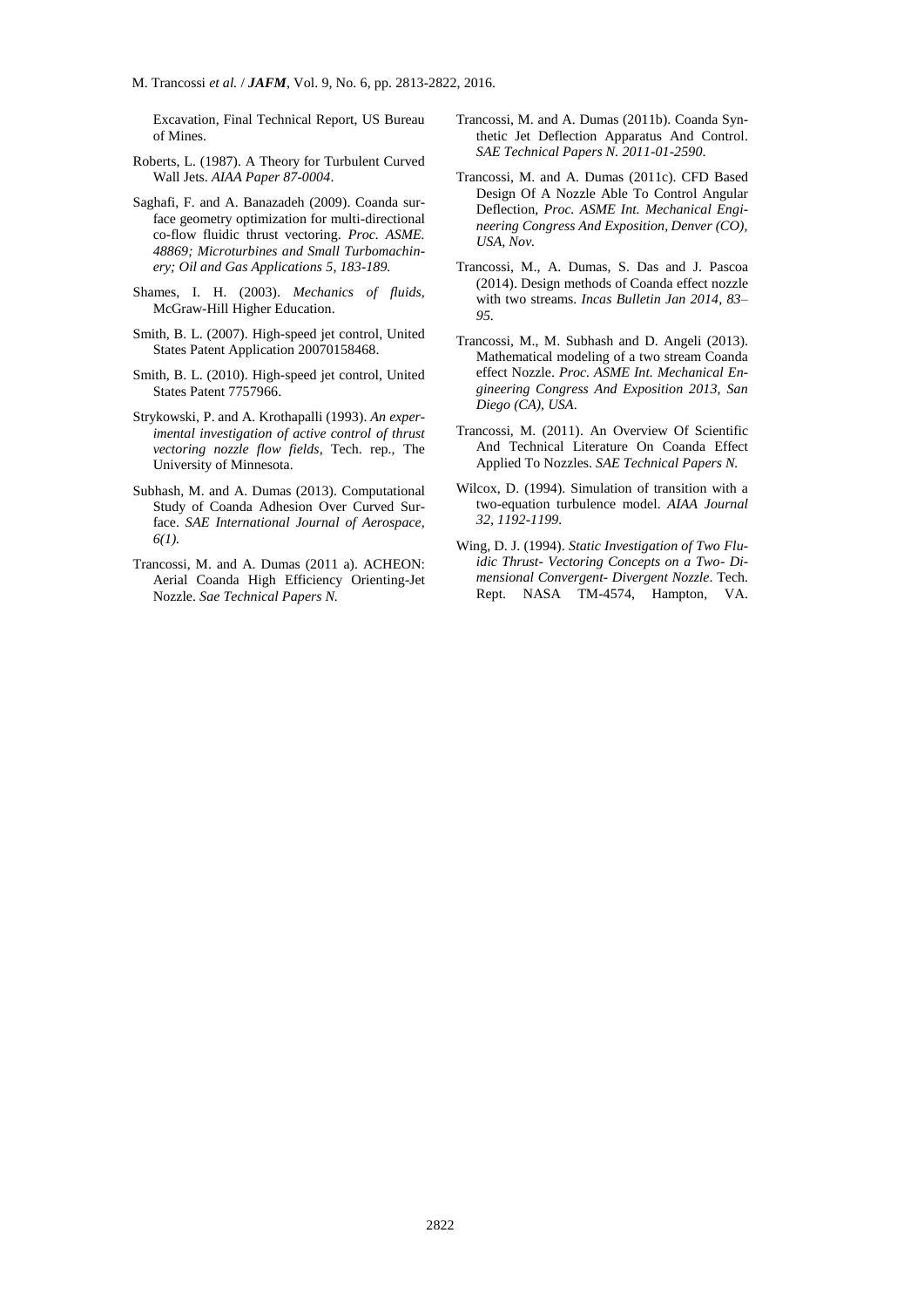Excavation, Final Technical Report, US Bureau of Mines.

Roberts, L. (1987). A Theory for Turbulent Curved Wall Jets. *AIAA Paper 87-0004*.

Saghafi, F. and A. Banazadeh (2009). Coanda surface geometry optimization for multi-directional co-flow fluidic thrust vectoring. *Proc. ASME. 48869; Microturbines and Small Turbomachinery; Oil and Gas Applications 5, 183-189.*

Shames, I. H. (2003). *Mechanics of fluids*, McGraw-Hill Higher Education.

Smith, B. L. (2007). High-speed jet control, United States Patent Application 20070158468.

Smith, B. L. (2010). High-speed jet control, United States Patent 7757966.

Strykowski, P. and A. Krothapalli (1993). *An experimental investigation of active control of thrust vectoring nozzle flow fields*, Tech. rep., The University of Minnesota.

Subhash, M. and A. Dumas (2013). Computational Study of Coanda Adhesion Over Curved Surface. *SAE International Journal of Aerospace, 6(1).*

Trancossi, M. and A. Dumas (2011 a). ACHEON: Aerial Coanda High Efficiency Orienting-Jet Nozzle. *Sae Technical Papers N.*

Trancossi, M. and A. Dumas (2011b). Coanda Synthetic Jet Deflection Apparatus And Control. *SAE Technical Papers N. 2011-01-2590*.

Trancossi, M. and A. Dumas (2011c). CFD Based Design Of A Nozzle Able To Control Angular Deflection, *Proc. ASME Int. Mechanical Engineering Congress And Exposition, Denver (CO), USA, Nov.*

Trancossi, M., A. Dumas, S. Das and J. Pascoa (2014). Design methods of Coanda effect nozzle with two streams. *Incas Bulletin Jan 2014, 83–95.*

Trancossi, M., M. Subhash and D. Angeli (2013). Mathematical modeling of a two stream Coanda effect Nozzle. *Proc. ASME Int. Mechanical Engineering Congress And Exposition 2013, San Diego (CA), USA*.

Trancossi, M. (2011). An Overview Of Scientific And Technical Literature On Coanda Effect Applied To Nozzles. *SAE Technical Papers N.*

Wilcox, D. (1994). Simulation of transition with a two-equation turbulence model. *AIAA Journal 32, 1192-1199.*

Wing, D. J. (1994). *Static Investigation of Two Fluidic Thrust- Vectoring Concepts on a Two- Dimensional Convergent- Divergent Nozzle*. Tech. Rept. NASA TM-4574, Hampton, VA.